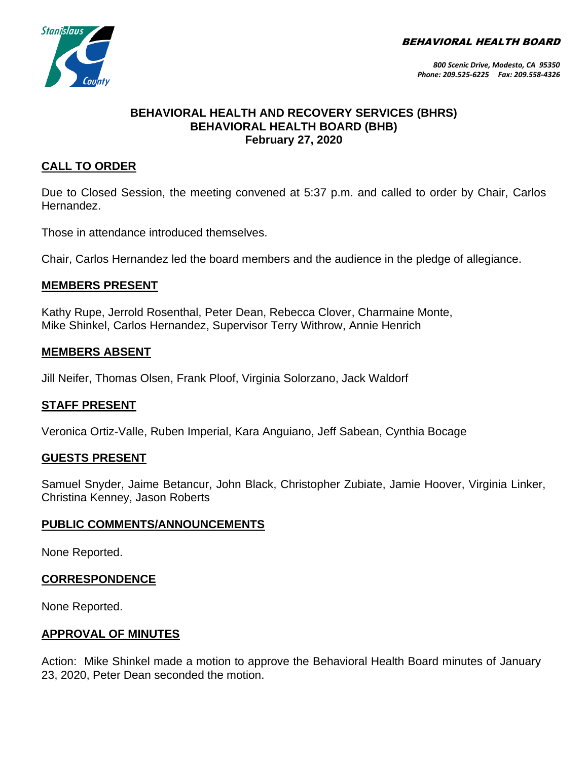BEHAVIORAL HEALTH BOARD

800 Scenic Drive, Modesto, CA 95350
Phone: 209.525-6225 Fax: 209.558-4326

# BEHAVIORAL HEALTH AND RECOVERY SERVICES (BHRS)
# BEHAVIORAL HEALTH BOARD (BHB)
# February 27, 2020

## CALL TO ORDER

Due to Closed Session, the meeting convened at 5:37 p.m. and called to order by Chair, Carlos Hernandez.

Those in attendance introduced themselves.

Chair, Carlos Hernandez led the board members and the audience in the pledge of allegiance.

## MEMBERS PRESENT

Kathy Rupe, Jerrold Rosenthal, Peter Dean, Rebecca Clover, Charmaine Monte, Mike Shinkel, Carlos Hernandez, Supervisor Terry Withrow, Annie Henrich

## MEMBERS ABSENT

Jill Neifer, Thomas Olsen, Frank Ploof, Virginia Solorzano, Jack Waldorf

## STAFF PRESENT

Veronica Ortiz-Valle, Ruben Imperial, Kara Anguiano, Jeff Sabean, Cynthia Bocage

## GUESTS PRESENT

Samuel Snyder, Jaime Betancur, John Black, Christopher Zubiate, Jamie Hoover, Virginia Linker, Christina Kenney, Jason Roberts

## PUBLIC COMMENTS/ANNOUNCEMENTS

None Reported.

## CORRESPONDENCE

None Reported.

## APPROVAL OF MINUTES

Action: Mike Shinkel made a motion to approve the Behavioral Health Board minutes of January 23, 2020, Peter Dean seconded the motion.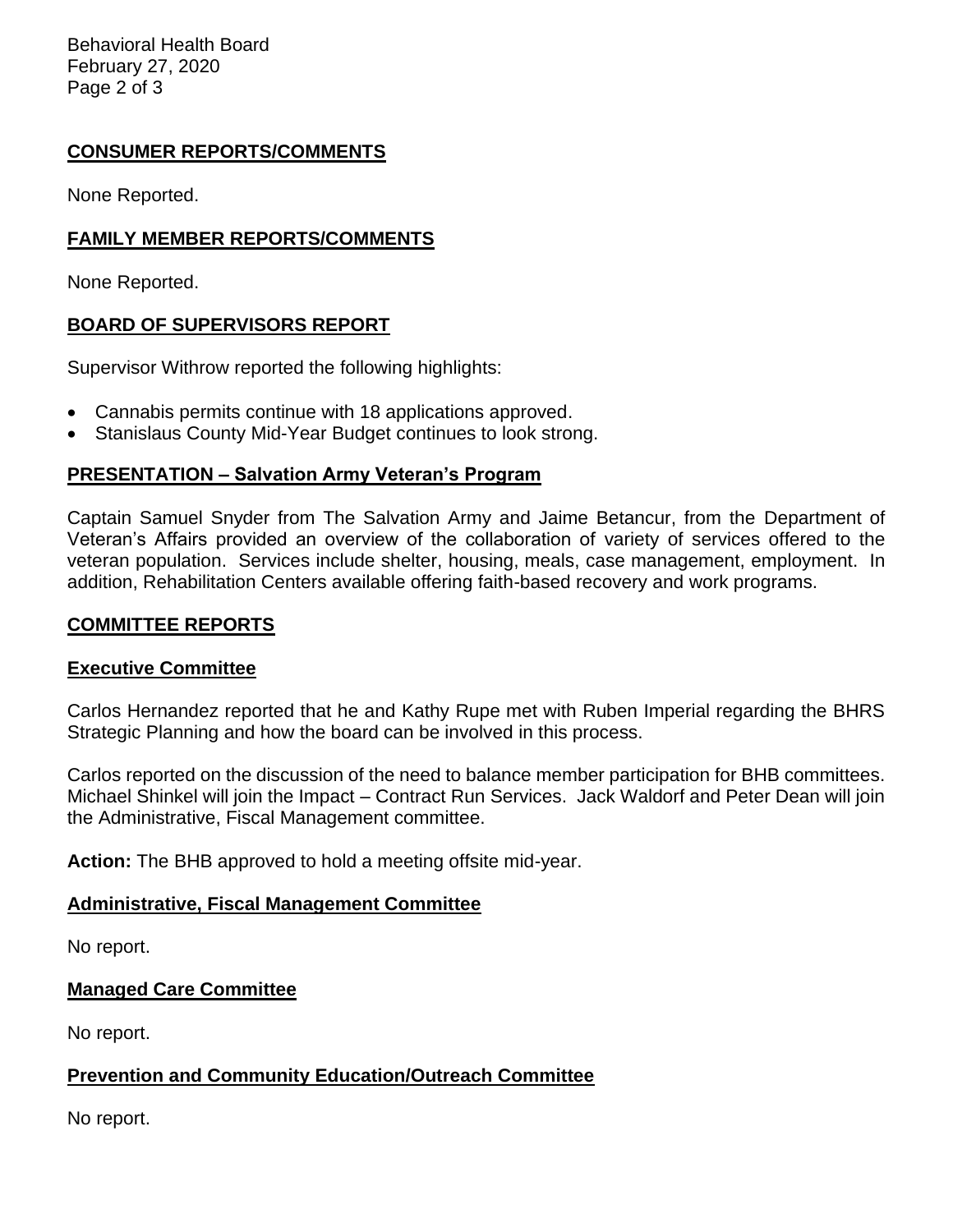## CONSUMER REPORTS/COMMENTS

None Reported.

## FAMILY MEMBER REPORTS/COMMENTS

None Reported.

## BOARD OF SUPERVISORS REPORT

Supervisor Withrow reported the following highlights:

- Cannabis permits continue with 18 applications approved.
- Stanislaus County Mid-Year Budget continues to look strong.

## PRESENTATION – Salvation Army Veteran's Program

Captain Samuel Snyder from The Salvation Army and Jaime Betancur, from the Department of Veteran's Affairs provided an overview of the collaboration of variety of services offered to the veteran population. Services include shelter, housing, meals, case management, employment. In addition, Rehabilitation Centers available offering faith-based recovery and work programs.

## COMMITTEE REPORTS

### Executive Committee

Carlos Hernandez reported that he and Kathy Rupe met with Ruben Imperial regarding the BHRS Strategic Planning and how the board can be involved in this process.

Carlos reported on the discussion of the need to balance member participation for BHB committees. Michael Shinkel will join the Impact – Contract Run Services. Jack Waldorf and Peter Dean will join the Administrative, Fiscal Management committee.

**Action:** The BHB approved to hold a meeting offsite mid-year.

### Administrative, Fiscal Management Committee

No report.

### Managed Care Committee

No report.

### Prevention and Community Education/Outreach Committee

No report.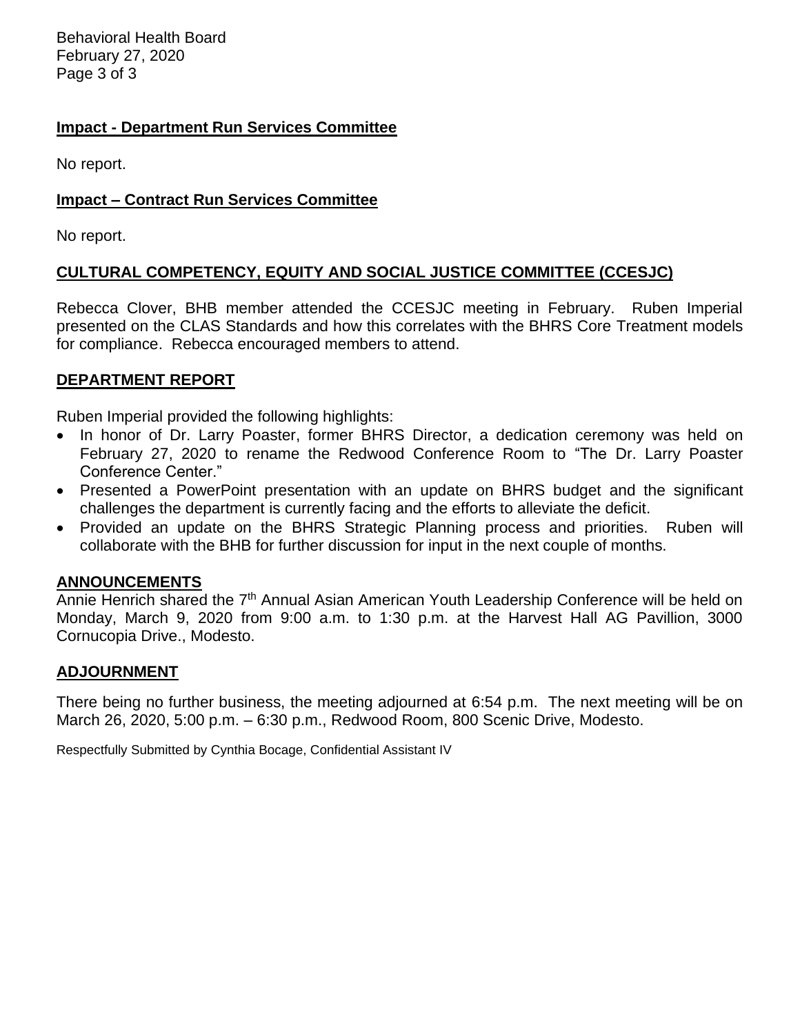## **Impact - Department Run Services Committee**

No report.

## **Impact – Contract Run Services Committee**

No report.

## **CULTURAL COMPETENCY, EQUITY AND SOCIAL JUSTICE COMMITTEE (CCESJC)**

Rebecca Clover, BHB member attended the CCESJC meeting in February. Ruben Imperial presented on the CLAS Standards and how this correlates with the BHRS Core Treatment models for compliance. Rebecca encouraged members to attend.

## **DEPARTMENT REPORT**

Ruben Imperial provided the following highlights:

- In honor of Dr. Larry Poaster, former BHRS Director, a dedication ceremony was held on February 27, 2020 to rename the Redwood Conference Room to "The Dr. Larry Poaster Conference Center."
- Presented a PowerPoint presentation with an update on BHRS budget and the significant challenges the department is currently facing and the efforts to alleviate the deficit.
- Provided an update on the BHRS Strategic Planning process and priorities. Ruben will collaborate with the BHB for further discussion for input in the next couple of months.

## **ANNOUNCEMENTS**

Annie Henrich shared the 7th Annual Asian American Youth Leadership Conference will be held on Monday, March 9, 2020 from 9:00 a.m. to 1:30 p.m. at the Harvest Hall AG Pavillion, 3000 Cornucopia Drive., Modesto.

## **ADJOURNMENT**

There being no further business, the meeting adjourned at 6:54 p.m. The next meeting will be on March 26, 2020, 5:00 p.m. – 6:30 p.m., Redwood Room, 800 Scenic Drive, Modesto.

Respectfully Submitted by Cynthia Bocage, Confidential Assistant IV